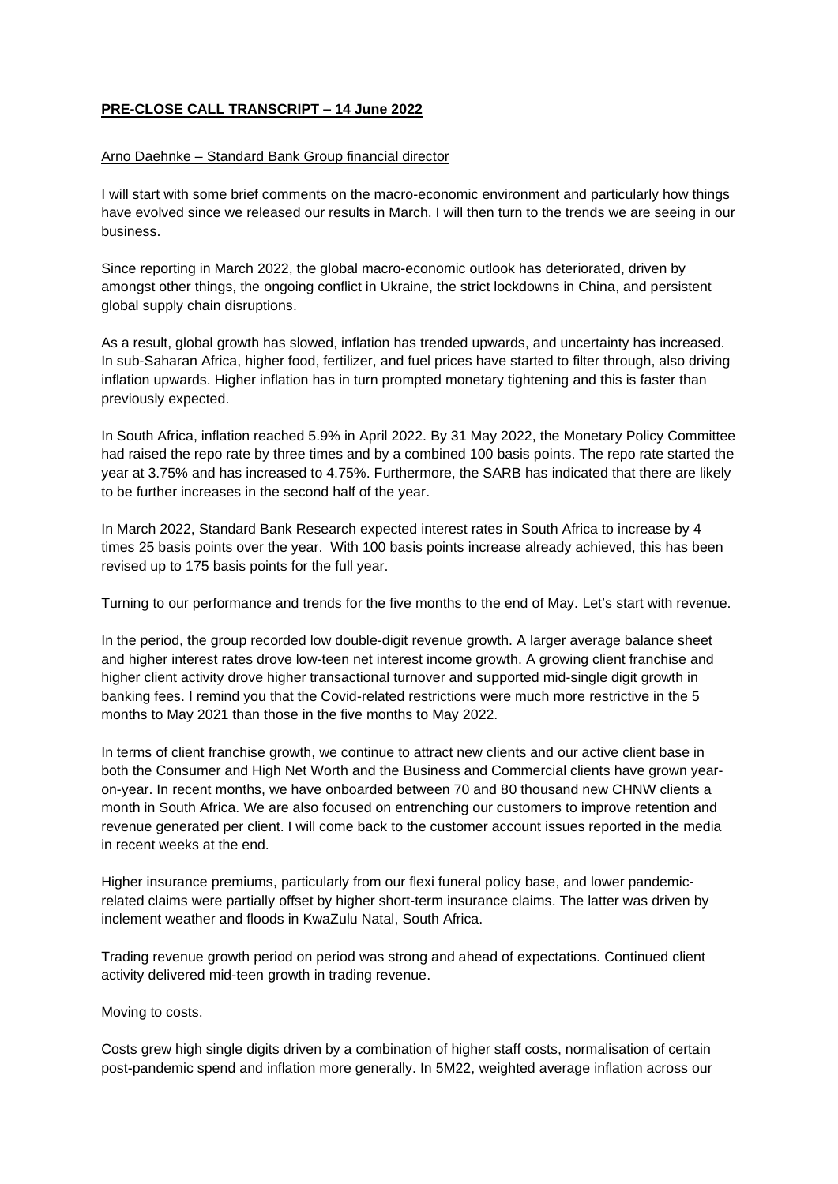**PRE-CLOSE CALL TRANSCRIPT – 14 June 2022**

Arno Daehnke – Standard Bank Group financial director

I will start with some brief comments on the macro-economic environment and particularly how things have evolved since we released our results in March. I will then turn to the trends we are seeing in our business.

Since reporting in March 2022, the global macro-economic outlook has deteriorated, driven by amongst other things, the ongoing conflict in Ukraine, the strict lockdowns in China, and persistent global supply chain disruptions.

As a result, global growth has slowed, inflation has trended upwards, and uncertainty has increased. In sub-Saharan Africa, higher food, fertilizer, and fuel prices have started to filter through, also driving inflation upwards. Higher inflation has in turn prompted monetary tightening and this is faster than previously expected.

In South Africa, inflation reached 5.9% in April 2022. By 31 May 2022, the Monetary Policy Committee had raised the repo rate by three times and by a combined 100 basis points. The repo rate started the year at 3.75% and has increased to 4.75%. Furthermore, the SARB has indicated that there are likely to be further increases in the second half of the year.

In March 2022, Standard Bank Research expected interest rates in South Africa to increase by 4 times 25 basis points over the year. With 100 basis points increase already achieved, this has been revised up to 175 basis points for the full year.

Turning to our performance and trends for the five months to the end of May. Let's start with revenue.

In the period, the group recorded low double-digit revenue growth. A larger average balance sheet and higher interest rates drove low-teen net interest income growth. A growing client franchise and higher client activity drove higher transactional turnover and supported mid-single digit growth in banking fees. I remind you that the Covid-related restrictions were much more restrictive in the 5 months to May 2021 than those in the five months to May 2022.

In terms of client franchise growth, we continue to attract new clients and our active client base in both the Consumer and High Net Worth and the Business and Commercial clients have grown year-on-year. In recent months, we have onboarded between 70 and 80 thousand new CHNW clients a month in South Africa. We are also focused on entrenching our customers to improve retention and revenue generated per client. I will come back to the customer account issues reported in the media in recent weeks at the end.

Higher insurance premiums, particularly from our flexi funeral policy base, and lower pandemic-related claims were partially offset by higher short-term insurance claims. The latter was driven by inclement weather and floods in KwaZulu Natal, South Africa.

Trading revenue growth period on period was strong and ahead of expectations. Continued client activity delivered mid-teen growth in trading revenue.

Moving to costs.

Costs grew high single digits driven by a combination of higher staff costs, normalisation of certain post-pandemic spend and inflation more generally. In 5M22, weighted average inflation across our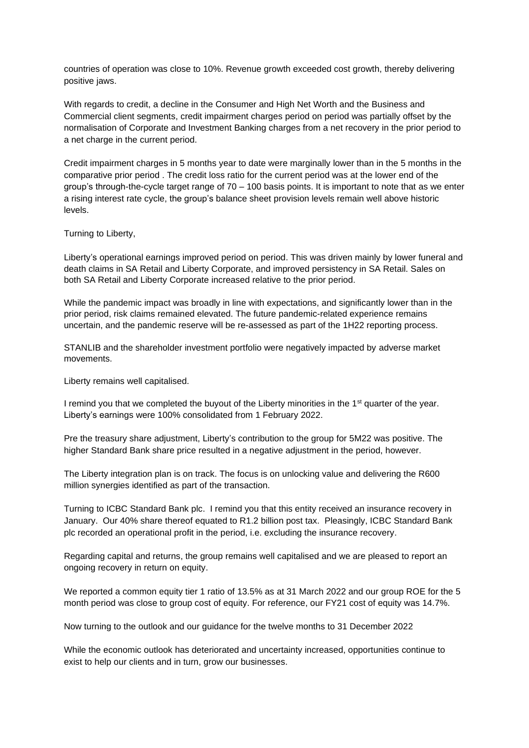countries of operation was close to 10%. Revenue growth exceeded cost growth, thereby delivering positive jaws.

With regards to credit, a decline in the Consumer and High Net Worth and the Business and Commercial client segments, credit impairment charges period on period was partially offset by the normalisation of Corporate and Investment Banking charges from a net recovery in the prior period to a net charge in the current period.

Credit impairment charges in 5 months year to date were marginally lower than in the 5 months in the comparative prior period . The credit loss ratio for the current period was at the lower end of the group's through-the-cycle target range of 70 – 100 basis points. It is important to note that as we enter a rising interest rate cycle, the group's balance sheet provision levels remain well above historic levels.

Turning to Liberty,

Liberty's operational earnings improved period on period. This was driven mainly by lower funeral and death claims in SA Retail and Liberty Corporate, and improved persistency in SA Retail. Sales on both SA Retail and Liberty Corporate increased relative to the prior period.

While the pandemic impact was broadly in line with expectations, and significantly lower than in the prior period, risk claims remained elevated. The future pandemic-related experience remains uncertain, and the pandemic reserve will be re-assessed as part of the 1H22 reporting process.

STANLIB and the shareholder investment portfolio were negatively impacted by adverse market movements.

Liberty remains well capitalised.

I remind you that we completed the buyout of the Liberty minorities in the 1st quarter of the year. Liberty's earnings were 100% consolidated from 1 February 2022.

Pre the treasury share adjustment, Liberty's contribution to the group for 5M22 was positive. The higher Standard Bank share price resulted in a negative adjustment in the period, however.

The Liberty integration plan is on track. The focus is on unlocking value and delivering the R600 million synergies identified as part of the transaction.

Turning to ICBC Standard Bank plc. I remind you that this entity received an insurance recovery in January. Our 40% share thereof equated to R1.2 billion post tax. Pleasingly, ICBC Standard Bank plc recorded an operational profit in the period, i.e. excluding the insurance recovery.

Regarding capital and returns, the group remains well capitalised and we are pleased to report an ongoing recovery in return on equity.

We reported a common equity tier 1 ratio of 13.5% as at 31 March 2022 and our group ROE for the 5 month period was close to group cost of equity. For reference, our FY21 cost of equity was 14.7%.

Now turning to the outlook and our guidance for the twelve months to 31 December 2022

While the economic outlook has deteriorated and uncertainty increased, opportunities continue to exist to help our clients and in turn, grow our businesses.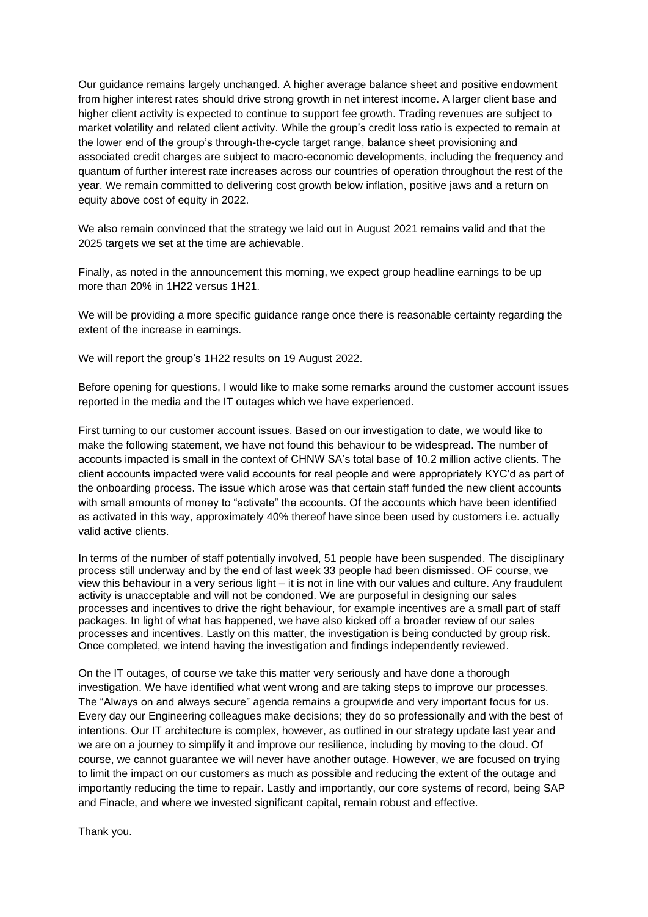Our guidance remains largely unchanged. A higher average balance sheet and positive endowment from higher interest rates should drive strong growth in net interest income. A larger client base and higher client activity is expected to continue to support fee growth. Trading revenues are subject to market volatility and related client activity. While the group's credit loss ratio is expected to remain at the lower end of the group's through-the-cycle target range, balance sheet provisioning and associated credit charges are subject to macro-economic developments, including the frequency and quantum of further interest rate increases across our countries of operation throughout the rest of the year. We remain committed to delivering cost growth below inflation, positive jaws and a return on equity above cost of equity in 2022.

We also remain convinced that the strategy we laid out in August 2021 remains valid and that the 2025 targets we set at the time are achievable.

Finally, as noted in the announcement this morning, we expect group headline earnings to be up more than 20% in 1H22 versus 1H21.

We will be providing a more specific guidance range once there is reasonable certainty regarding the extent of the increase in earnings.

We will report the group's 1H22 results on 19 August 2022.

Before opening for questions, I would like to make some remarks around the customer account issues reported in the media and the IT outages which we have experienced.

First turning to our customer account issues. Based on our investigation to date, we would like to make the following statement, we have not found this behaviour to be widespread. The number of accounts impacted is small in the context of CHNW SA's total base of 10.2 million active clients. The client accounts impacted were valid accounts for real people and were appropriately KYC'd as part of the onboarding process. The issue which arose was that certain staff funded the new client accounts with small amounts of money to "activate" the accounts. Of the accounts which have been identified as activated in this way, approximately 40% thereof have since been used by customers i.e. actually valid active clients.

In terms of the number of staff potentially involved, 51 people have been suspended. The disciplinary process still underway and by the end of last week 33 people had been dismissed. OF course, we view this behaviour in a very serious light – it is not in line with our values and culture. Any fraudulent activity is unacceptable and will not be condoned. We are purposeful in designing our sales processes and incentives to drive the right behaviour, for example incentives are a small part of staff packages. In light of what has happened, we have also kicked off a broader review of our sales processes and incentives. Lastly on this matter, the investigation is being conducted by group risk. Once completed, we intend having the investigation and findings independently reviewed.

On the IT outages, of course we take this matter very seriously and have done a thorough investigation. We have identified what went wrong and are taking steps to improve our processes. The "Always on and always secure" agenda remains a groupwide and very important focus for us. Every day our Engineering colleagues make decisions; they do so professionally and with the best of intentions. Our IT architecture is complex, however, as outlined in our strategy update last year and we are on a journey to simplify it and improve our resilience, including by moving to the cloud. Of course, we cannot guarantee we will never have another outage. However, we are focused on trying to limit the impact on our customers as much as possible and reducing the extent of the outage and importantly reducing the time to repair. Lastly and importantly, our core systems of record, being SAP and Finacle, and where we invested significant capital, remain robust and effective.

Thank you.